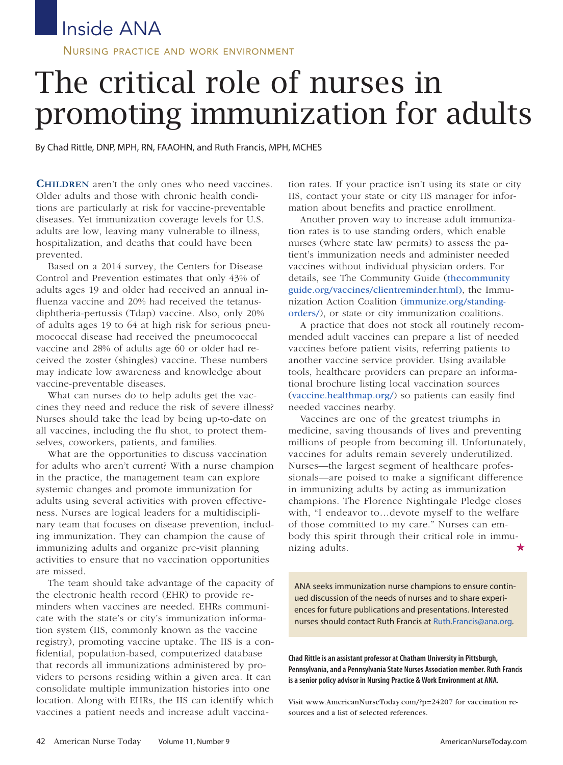Inside ANA

NURSING PRACTICE AND WORK ENVIRONMENT

# The critical role of nurses in promoting immunization for adults

By Chad Rittle, DNP, MPH, RN, FAAOHN, and Ruth Francis, MPH, MCHES

**CHILDREN** aren't the only ones who need vaccines. Older adults and those with chronic health conditions are particularly at risk for vaccine-preventable diseases. Yet immunization coverage levels for U.S. adults are low, leaving many vulnerable to illness, hospitalization, and deaths that could have been prevented.

Based on a 2014 survey, the Centers for Disease Control and Prevention estimates that only 43% of adults ages 19 and older had received an annual influenza vaccine and 20% had received the tetanus-diphtheria-pertussis (Tdap) vaccine. Also, only 20% of adults ages 19 to 64 at high risk for serious pneumococcal disease had received the pneumococcal vaccine and 28% of adults age 60 or older had received the zoster (shingles) vaccine. These numbers may indicate low awareness and knowledge about vaccine-preventable diseases.

What can nurses do to help adults get the vaccines they need and reduce the risk of severe illness? Nurses should take the lead by being up-to-date on all vaccines, including the flu shot, to protect themselves, coworkers, patients, and families.

What are the opportunities to discuss vaccination for adults who aren't current? With a nurse champion in the practice, the management team can explore systemic changes and promote immunization for adults using several activities with proven effectiveness. Nurses are logical leaders for a multidisciplinary team that focuses on disease prevention, including immunization. They can champion the cause of immunizing adults and organize pre-visit planning activities to ensure that no vaccination opportunities are missed.

The team should take advantage of the capacity of the electronic health record (EHR) to provide reminders when vaccines are needed. EHRs communicate with the state's or city's immunization information system (IIS, commonly known as the vaccine registry), promoting vaccine uptake. The IIS is a confidential, population-based, computerized database that records all immunizations administered by providers to persons residing within a given area. It can consolidate multiple immunization histories into one location. Along with EHRs, the IIS can identify which vaccines a patient needs and increase adult vaccination rates. If your practice isn't using its state or city IIS, contact your state or city IIS manager for information about benefits and practice enrollment.

Another proven way to increase adult immunization rates is to use standing orders, which enable nurses (where state law permits) to assess the patient's immunization needs and administer needed vaccines without individual physician orders. For details, see The Community Guide (thecommunityguide.org/vaccines/clientreminder.html), the Immunization Action Coalition (immunize.org/standing-orders/), or state or city immunization coalitions.

A practice that does not stock all routinely recommended adult vaccines can prepare a list of needed vaccines before patient visits, referring patients to another vaccine service provider. Using available tools, healthcare providers can prepare an informational brochure listing local vaccination sources (vaccine.healthmap.org/) so patients can easily find needed vaccines nearby.

Vaccines are one of the greatest triumphs in medicine, saving thousands of lives and preventing millions of people from becoming ill. Unfortunately, vaccines for adults remain severely underutilized. Nurses—the largest segment of healthcare professionals—are poised to make a significant difference in immunizing adults by acting as immunization champions. The Florence Nightingale Pledge closes with, "I endeavor to…devote myself to the welfare of those committed to my care." Nurses can embody this spirit through their critical role in immunizing adults. ★

ANA seeks immunization nurse champions to ensure continued discussion of the needs of nurses and to share experiences for future publications and presentations. Interested nurses should contact Ruth Francis at Ruth.Francis@ana.org.

**Chad Rittle is an assistant professor at Chatham University in Pittsburgh, Pennsylvania, and a Pennsylvania State Nurses Association member. Ruth Francis is a senior policy advisor in Nursing Practice & Work Environment at ANA.**

Visit www.AmericanNurseToday.com/?p=24207 for vaccination resources and a list of selected references.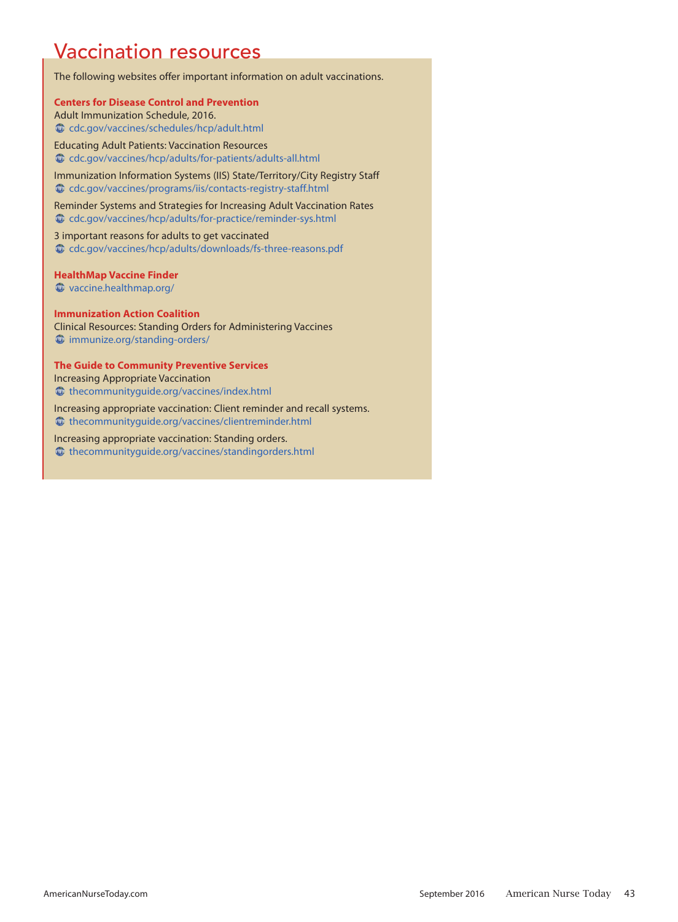## Vaccination resources

The following websites offer important information on adult vaccinations.

**Centers for Disease Control and Prevention**

Adult Immunization Schedule, 2016.
cdc.gov/vaccines/schedules/hcp/adult.html

Educating Adult Patients: Vaccination Resources
cdc.gov/vaccines/hcp/adults/for-patients/adults-all.html

Immunization Information Systems (IIS) State/Territory/City Registry Staff
cdc.gov/vaccines/programs/iis/contacts-registry-staff.html

Reminder Systems and Strategies for Increasing Adult Vaccination Rates
cdc.gov/vaccines/hcp/adults/for-practice/reminder-sys.html

3 important reasons for adults to get vaccinated
cdc.gov/vaccines/hcp/adults/downloads/fs-three-reasons.pdf

**HealthMap Vaccine Finder**

vaccine.healthmap.org/

**Immunization Action Coalition**

Clinical Resources: Standing Orders for Administering Vaccines
immunize.org/standing-orders/

**The Guide to Community Preventive Services**

Increasing Appropriate Vaccination
thecommunityguide.org/vaccines/index.html

Increasing appropriate vaccination: Client reminder and recall systems.
thecommunityguide.org/vaccines/clientreminder.html

Increasing appropriate vaccination: Standing orders.
thecommunityguide.org/vaccines/standingorders.html